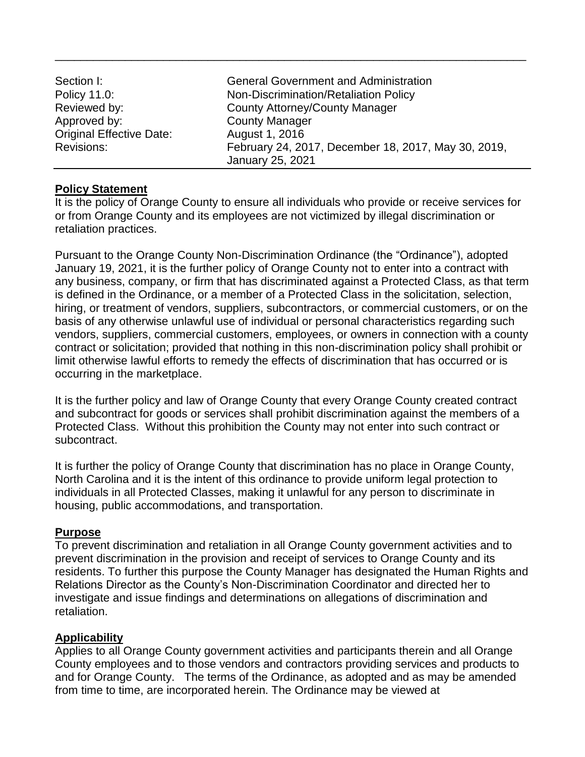| | |
|---|---|
| Section I: | General Government and Administration |
| Policy 11.0: | Non-Discrimination/Retaliation Policy |
| Reviewed by: | County Attorney/County Manager |
| Approved by: | County Manager |
| Original Effective Date: | August 1, 2016 |
| Revisions: | February 24, 2017, December 18, 2017, May 30, 2019, January 25, 2021 |

## Policy Statement

It is the policy of Orange County to ensure all individuals who provide or receive services for or from Orange County and its employees are not victimized by illegal discrimination or retaliation practices.

Pursuant to the Orange County Non-Discrimination Ordinance (the "Ordinance"), adopted January 19, 2021, it is the further policy of Orange County not to enter into a contract with any business, company, or firm that has discriminated against a Protected Class, as that term is defined in the Ordinance, or a member of a Protected Class in the solicitation, selection, hiring, or treatment of vendors, suppliers, subcontractors, or commercial customers, or on the basis of any otherwise unlawful use of individual or personal characteristics regarding such vendors, suppliers, commercial customers, employees, or owners in connection with a county contract or solicitation; provided that nothing in this non-discrimination policy shall prohibit or limit otherwise lawful efforts to remedy the effects of discrimination that has occurred or is occurring in the marketplace.

It is the further policy and law of Orange County that every Orange County created contract and subcontract for goods or services shall prohibit discrimination against the members of a Protected Class. Without this prohibition the County may not enter into such contract or subcontract.

It is further the policy of Orange County that discrimination has no place in Orange County, North Carolina and it is the intent of this ordinance to provide uniform legal protection to individuals in all Protected Classes, making it unlawful for any person to discriminate in housing, public accommodations, and transportation.

## Purpose

To prevent discrimination and retaliation in all Orange County government activities and to prevent discrimination in the provision and receipt of services to Orange County and its residents. To further this purpose the County Manager has designated the Human Rights and Relations Director as the County's Non-Discrimination Coordinator and directed her to investigate and issue findings and determinations on allegations of discrimination and retaliation.

## Applicability

Applies to all Orange County government activities and participants therein and all Orange County employees and to those vendors and contractors providing services and products to and for Orange County. The terms of the Ordinance, as adopted and as may be amended from time to time, are incorporated herein. The Ordinance may be viewed at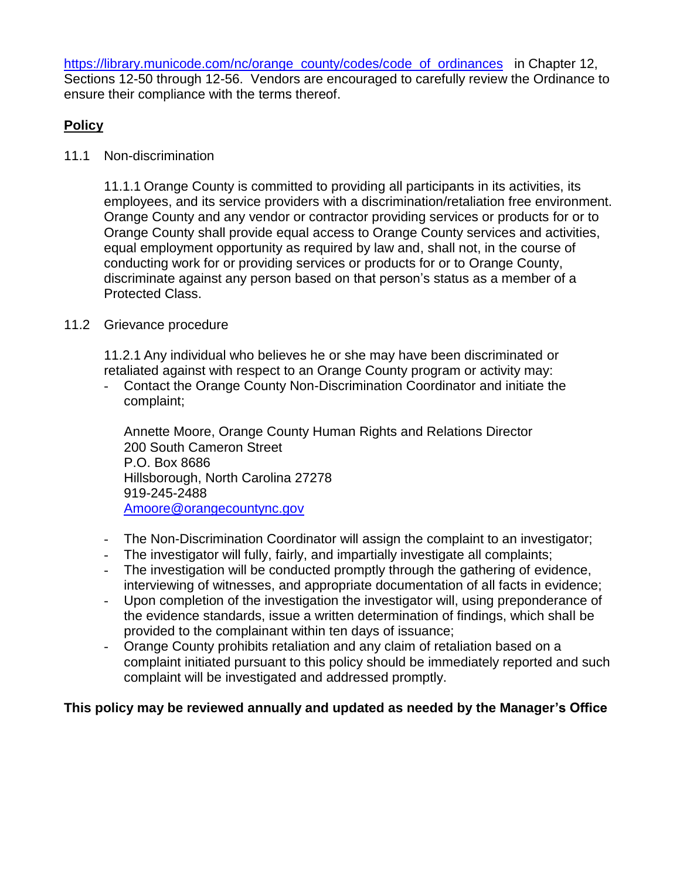https://library.municode.com/nc/orange_county/codes/code_of_ordinances in Chapter 12, Sections 12-50 through 12-56. Vendors are encouraged to carefully review the Ordinance to ensure their compliance with the terms thereof.

## Policy

11.1 Non-discrimination

11.1.1 Orange County is committed to providing all participants in its activities, its employees, and its service providers with a discrimination/retaliation free environment. Orange County and any vendor or contractor providing services or products for or to Orange County shall provide equal access to Orange County services and activities, equal employment opportunity as required by law and, shall not, in the course of conducting work for or providing services or products for or to Orange County, discriminate against any person based on that person's status as a member of a Protected Class.

11.2 Grievance procedure

11.2.1 Any individual who believes he or she may have been discriminated or retaliated against with respect to an Orange County program or activity may:

- Contact the Orange County Non-Discrimination Coordinator and initiate the complaint;

  Annette Moore, Orange County Human Rights and Relations Director
  200 South Cameron Street
  P.O. Box 8686
  Hillsborough, North Carolina 27278
  919-245-2488
  Amoore@orangecountync.gov

- The Non-Discrimination Coordinator will assign the complaint to an investigator;
- The investigator will fully, fairly, and impartially investigate all complaints;
- The investigation will be conducted promptly through the gathering of evidence, interviewing of witnesses, and appropriate documentation of all facts in evidence;
- Upon completion of the investigation the investigator will, using preponderance of the evidence standards, issue a written determination of findings, which shall be provided to the complainant within ten days of issuance;
- Orange County prohibits retaliation and any claim of retaliation based on a complaint initiated pursuant to this policy should be immediately reported and such complaint will be investigated and addressed promptly.

**This policy may be reviewed annually and updated as needed by the Manager's Office**